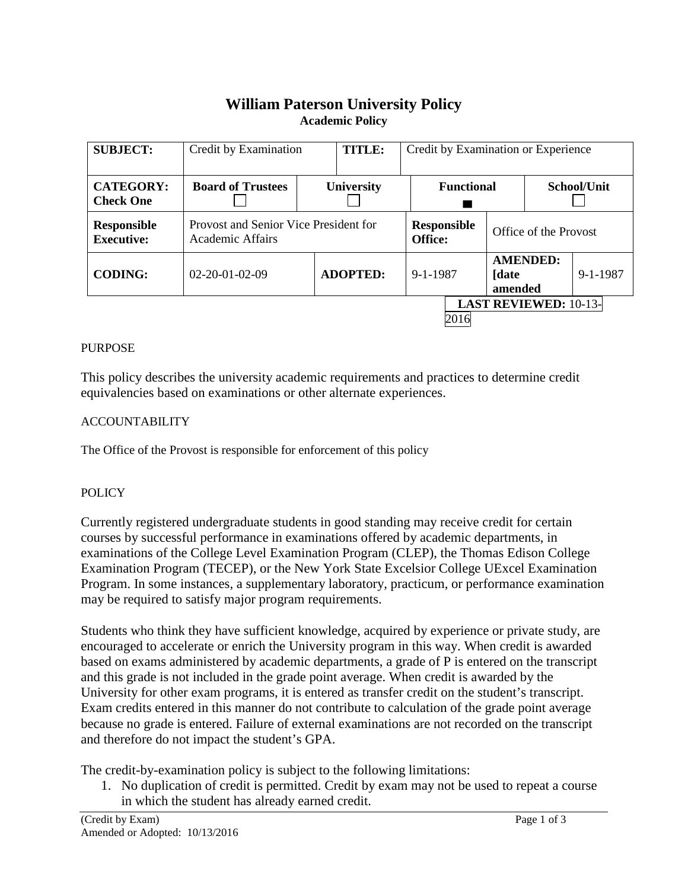# William Paterson University Policy

**Academic Policy**

| **SUBJECT:** | Credit by Examination | | **TITLE:** | Credit by Examination or Experience | | |
|---|---|---|---|---|---|---|
| **CATEGORY: Check One** | **Board of Trustees** ☐ | **University** ☐ | | **Functional** ■ | | **School/Unit** ☐ |
| **Responsible Executive:** | Provost and Senior Vice President for Academic Affairs | | | **Responsible Office:** | Office of the Provost | |
| **CODING:** | 02-20-01-02-09 | **ADOPTED:** | | 9-1-1987 | **AMENDED: [date amended** | 9-1-1987 |

**LAST REVIEWED:** 10-13-2016

PURPOSE

This policy describes the university academic requirements and practices to determine credit equivalencies based on examinations or other alternate experiences.

ACCOUNTABILITY

The Office of the Provost is responsible for enforcement of this policy

POLICY

Currently registered undergraduate students in good standing may receive credit for certain courses by successful performance in examinations offered by academic departments, in examinations of the College Level Examination Program (CLEP), the Thomas Edison College Examination Program (TECEP), or the New York State Excelsior College UExcel Examination Program. In some instances, a supplementary laboratory, practicum, or performance examination may be required to satisfy major program requirements.

Students who think they have sufficient knowledge, acquired by experience or private study, are encouraged to accelerate or enrich the University program in this way. When credit is awarded based on exams administered by academic departments, a grade of P is entered on the transcript and this grade is not included in the grade point average. When credit is awarded by the University for other exam programs, it is entered as transfer credit on the student's transcript. Exam credits entered in this manner do not contribute to calculation of the grade point average because no grade is entered. Failure of external examinations are not recorded on the transcript and therefore do not impact the student's GPA.

The credit-by-examination policy is subject to the following limitations:

1. No duplication of credit is permitted. Credit by exam may not be used to repeat a course in which the student has already earned credit.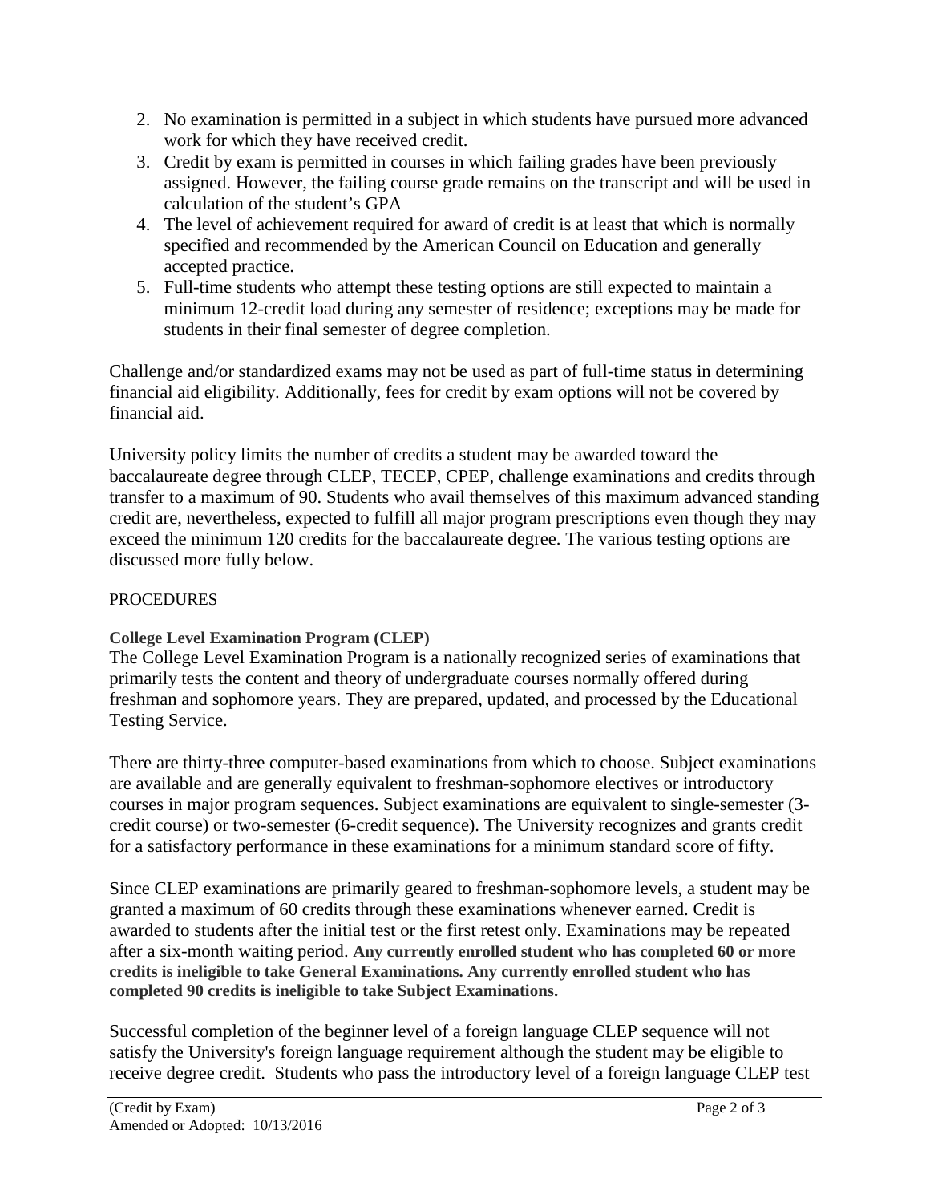2. No examination is permitted in a subject in which students have pursued more advanced work for which they have received credit.
3. Credit by exam is permitted in courses in which failing grades have been previously assigned. However, the failing course grade remains on the transcript and will be used in calculation of the student's GPA
4. The level of achievement required for award of credit is at least that which is normally specified and recommended by the American Council on Education and generally accepted practice.
5. Full-time students who attempt these testing options are still expected to maintain a minimum 12-credit load during any semester of residence; exceptions may be made for students in their final semester of degree completion.

Challenge and/or standardized exams may not be used as part of full-time status in determining financial aid eligibility. Additionally, fees for credit by exam options will not be covered by financial aid.

University policy limits the number of credits a student may be awarded toward the baccalaureate degree through CLEP, TECEP, CPEP, challenge examinations and credits through transfer to a maximum of 90. Students who avail themselves of this maximum advanced standing credit are, nevertheless, expected to fulfill all major program prescriptions even though they may exceed the minimum 120 credits for the baccalaureate degree. The various testing options are discussed more fully below.

PROCEDURES

**College Level Examination Program (CLEP)**

The College Level Examination Program is a nationally recognized series of examinations that primarily tests the content and theory of undergraduate courses normally offered during freshman and sophomore years. They are prepared, updated, and processed by the Educational Testing Service.

There are thirty-three computer-based examinations from which to choose. Subject examinations are available and are generally equivalent to freshman-sophomore electives or introductory courses in major program sequences. Subject examinations are equivalent to single-semester (3-credit course) or two-semester (6-credit sequence). The University recognizes and grants credit for a satisfactory performance in these examinations for a minimum standard score of fifty.

Since CLEP examinations are primarily geared to freshman-sophomore levels, a student may be granted a maximum of 60 credits through these examinations whenever earned. Credit is awarded to students after the initial test or the first retest only. Examinations may be repeated after a six-month waiting period. **Any currently enrolled student who has completed 60 or more credits is ineligible to take General Examinations. Any currently enrolled student who has completed 90 credits is ineligible to take Subject Examinations.**

Successful completion of the beginner level of a foreign language CLEP sequence will not satisfy the University's foreign language requirement although the student may be eligible to receive degree credit. Students who pass the introductory level of a foreign language CLEP test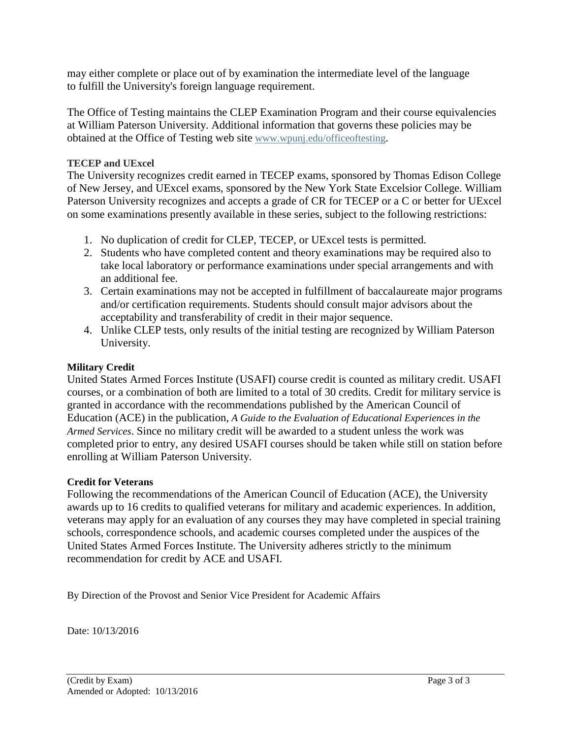may either complete or place out of by examination the intermediate level of the language to fulfill the University's foreign language requirement.

The Office of Testing maintains the CLEP Examination Program and their course equivalencies at William Paterson University. Additional information that governs these policies may be obtained at the Office of Testing web site www.wpunj.edu/officeoftesting.

**TECEP and UExcel**

The University recognizes credit earned in TECEP exams, sponsored by Thomas Edison College of New Jersey, and UExcel exams, sponsored by the New York State Excelsior College. William Paterson University recognizes and accepts a grade of CR for TECEP or a C or better for UExcel on some examinations presently available in these series, subject to the following restrictions:

1. No duplication of credit for CLEP, TECEP, or UExcel tests is permitted.
2. Students who have completed content and theory examinations may be required also to take local laboratory or performance examinations under special arrangements and with an additional fee.
3. Certain examinations may not be accepted in fulfillment of baccalaureate major programs and/or certification requirements. Students should consult major advisors about the acceptability and transferability of credit in their major sequence.
4. Unlike CLEP tests, only results of the initial testing are recognized by William Paterson University.

**Military Credit**

United States Armed Forces Institute (USAFI) course credit is counted as military credit. USAFI courses, or a combination of both are limited to a total of 30 credits. Credit for military service is granted in accordance with the recommendations published by the American Council of Education (ACE) in the publication, *A Guide to the Evaluation of Educational Experiences in the Armed Services*. Since no military credit will be awarded to a student unless the work was completed prior to entry, any desired USAFI courses should be taken while still on station before enrolling at William Paterson University.

**Credit for Veterans**

Following the recommendations of the American Council of Education (ACE), the University awards up to 16 credits to qualified veterans for military and academic experiences. In addition, veterans may apply for an evaluation of any courses they may have completed in special training schools, correspondence schools, and academic courses completed under the auspices of the United States Armed Forces Institute. The University adheres strictly to the minimum recommendation for credit by ACE and USAFI.

By Direction of the Provost and Senior Vice President for Academic Affairs

Date: 10/13/2016